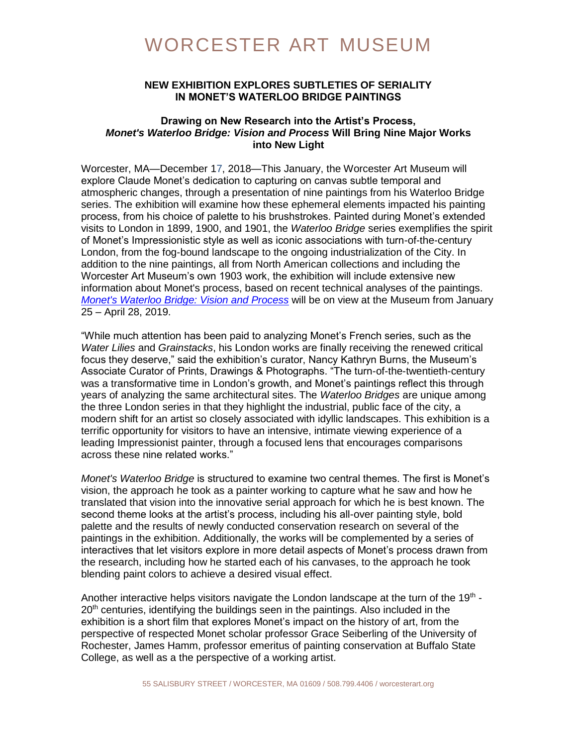# WORCESTER ART MUSEUM

## NEW EXHIBITION EXPLORES SUBTLETIES OF SERIALITY IN MONET'S WATERLOO BRIDGE PAINTINGS

### Drawing on New Research into the Artist's Process, *Monet's Waterloo Bridge: Vision and Process* Will Bring Nine Major Works into New Light

Worcester, MA—December 17, 2018—This January, the Worcester Art Museum will explore Claude Monet's dedication to capturing on canvas subtle temporal and atmospheric changes, through a presentation of nine paintings from his Waterloo Bridge series. The exhibition will examine how these ephemeral elements impacted his painting process, from his choice of palette to his brushstrokes. Painted during Monet's extended visits to London in 1899, 1900, and 1901, the *Waterloo Bridge* series exemplifies the spirit of Monet's Impressionistic style as well as iconic associations with turn-of-the-century London, from the fog-bound landscape to the ongoing industrialization of the City. In addition to the nine paintings, all from North American collections and including the Worcester Art Museum's own 1903 work, the exhibition will include extensive new information about Monet's process, based on recent technical analyses of the paintings. *Monet's Waterloo Bridge: Vision and Process* will be on view at the Museum from January 25 – April 28, 2019.

"While much attention has been paid to analyzing Monet's French series, such as the *Water Lilies* and *Grainstacks*, his London works are finally receiving the renewed critical focus they deserve," said the exhibition's curator, Nancy Kathryn Burns, the Museum's Associate Curator of Prints, Drawings & Photographs. "The turn-of-the-twentieth-century was a transformative time in London's growth, and Monet's paintings reflect this through years of analyzing the same architectural sites. The *Waterloo Bridges* are unique among the three London series in that they highlight the industrial, public face of the city, a modern shift for an artist so closely associated with idyllic landscapes. This exhibition is a terrific opportunity for visitors to have an intensive, intimate viewing experience of a leading Impressionist painter, through a focused lens that encourages comparisons across these nine related works."

*Monet's Waterloo Bridge* is structured to examine two central themes. The first is Monet's vision, the approach he took as a painter working to capture what he saw and how he translated that vision into the innovative serial approach for which he is best known. The second theme looks at the artist's process, including his all-over painting style, bold palette and the results of newly conducted conservation research on several of the paintings in the exhibition. Additionally, the works will be complemented by a series of interactives that let visitors explore in more detail aspects of Monet's process drawn from the research, including how he started each of his canvases, to the approach he took blending paint colors to achieve a desired visual effect.

Another interactive helps visitors navigate the London landscape at the turn of the 19th - 20th centuries, identifying the buildings seen in the paintings. Also included in the exhibition is a short film that explores Monet's impact on the history of art, from the perspective of respected Monet scholar professor Grace Seiberling of the University of Rochester, James Hamm, professor emeritus of painting conservation at Buffalo State College, as well as a the perspective of a working artist.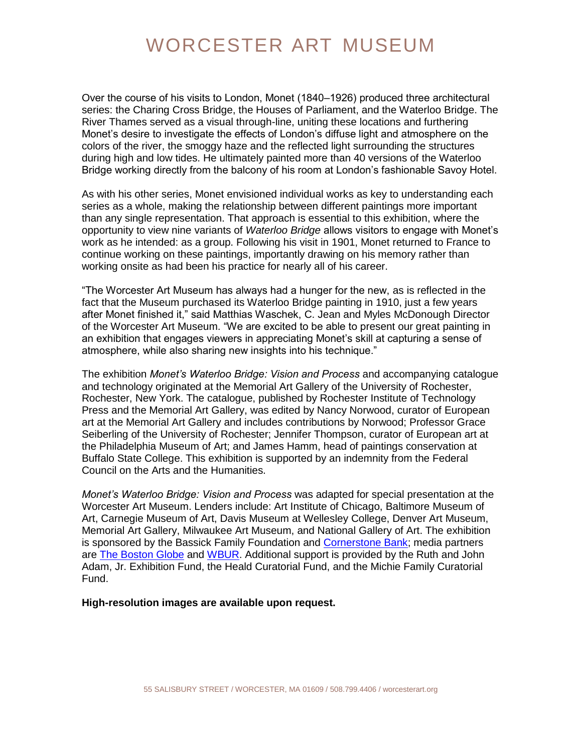Over the course of his visits to London, Monet (1840–1926) produced three architectural series: the Charing Cross Bridge, the Houses of Parliament, and the Waterloo Bridge. The River Thames served as a visual through-line, uniting these locations and furthering Monet's desire to investigate the effects of London's diffuse light and atmosphere on the colors of the river, the smoggy haze and the reflected light surrounding the structures during high and low tides. He ultimately painted more than 40 versions of the Waterloo Bridge working directly from the balcony of his room at London's fashionable Savoy Hotel.

As with his other series, Monet envisioned individual works as key to understanding each series as a whole, making the relationship between different paintings more important than any single representation. That approach is essential to this exhibition, where the opportunity to view nine variants of *Waterloo Bridge* allows visitors to engage with Monet's work as he intended: as a group. Following his visit in 1901, Monet returned to France to continue working on these paintings, importantly drawing on his memory rather than working onsite as had been his practice for nearly all of his career.

"The Worcester Art Museum has always had a hunger for the new, as is reflected in the fact that the Museum purchased its Waterloo Bridge painting in 1910, just a few years after Monet finished it," said Matthias Waschek, C. Jean and Myles McDonough Director of the Worcester Art Museum. "We are excited to be able to present our great painting in an exhibition that engages viewers in appreciating Monet's skill at capturing a sense of atmosphere, while also sharing new insights into his technique."

The exhibition *Monet's Waterloo Bridge: Vision and Process* and accompanying catalogue and technology originated at the Memorial Art Gallery of the University of Rochester, Rochester, New York. The catalogue, published by Rochester Institute of Technology Press and the Memorial Art Gallery, was edited by Nancy Norwood, curator of European art at the Memorial Art Gallery and includes contributions by Norwood; Professor Grace Seiberling of the University of Rochester; Jennifer Thompson, curator of European art at the Philadelphia Museum of Art; and James Hamm, head of paintings conservation at Buffalo State College. This exhibition is supported by an indemnity from the Federal Council on the Arts and the Humanities.

*Monet's Waterloo Bridge: Vision and Process* was adapted for special presentation at the Worcester Art Museum. Lenders include: Art Institute of Chicago, Baltimore Museum of Art, Carnegie Museum of Art, Davis Museum at Wellesley College, Denver Art Museum, Memorial Art Gallery, Milwaukee Art Museum, and National Gallery of Art. The exhibition is sponsored by the Bassick Family Foundation and Cornerstone Bank; media partners are The Boston Globe and WBUR. Additional support is provided by the Ruth and John Adam, Jr. Exhibition Fund, the Heald Curatorial Fund, and the Michie Family Curatorial Fund.

**High-resolution images are available upon request.**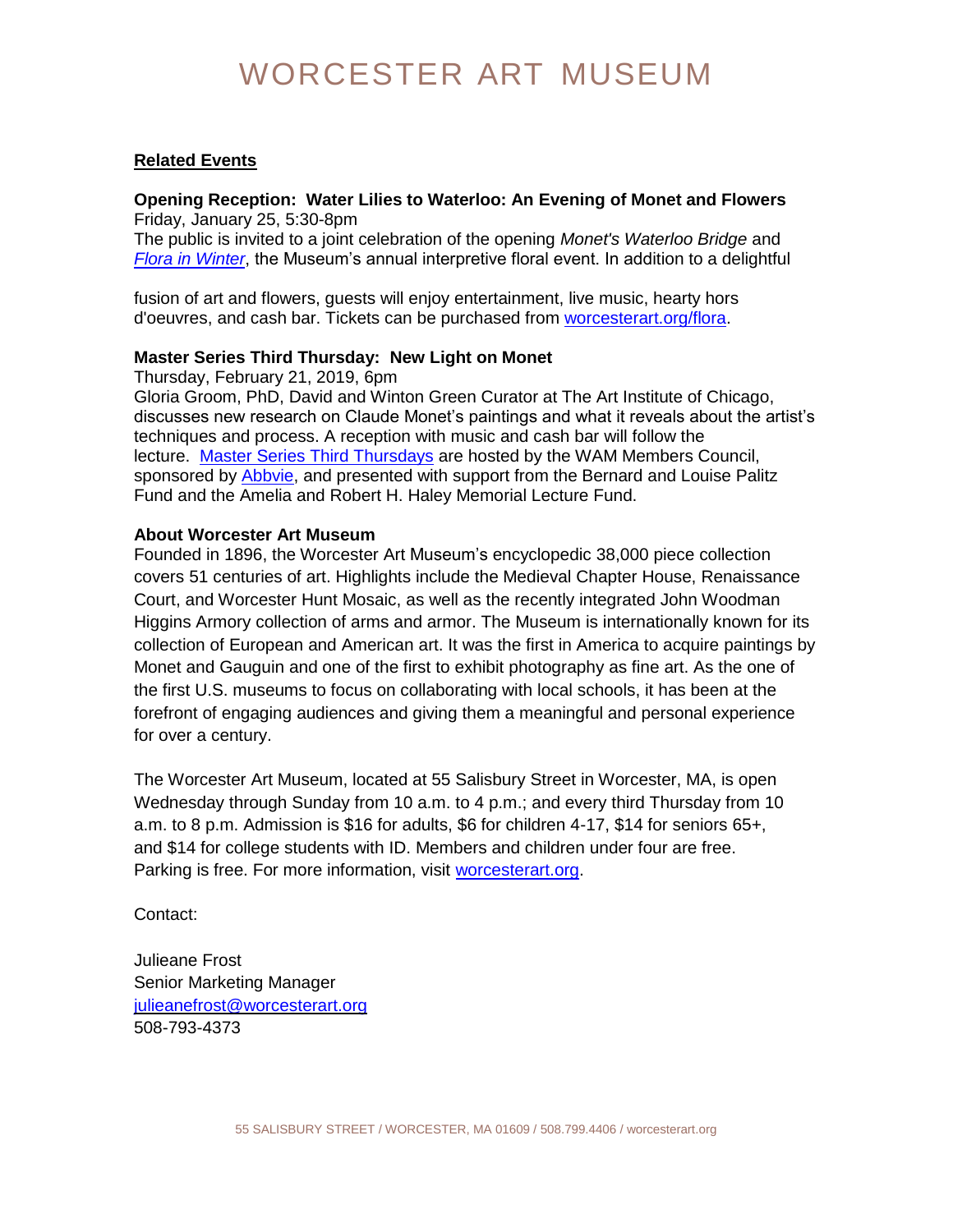## Related Events

**Opening Reception: Water Lilies to Waterloo: An Evening of Monet and Flowers**
Friday, January 25, 5:30-8pm
The public is invited to a joint celebration of the opening *Monet's Waterloo Bridge* and *Flora in Winter*, the Museum's annual interpretive floral event. In addition to a delightful fusion of art and flowers, guests will enjoy entertainment, live music, hearty hors d'oeuvres, and cash bar. Tickets can be purchased from worcesterart.org/flora.

**Master Series Third Thursday: New Light on Monet**
Thursday, February 21, 2019, 6pm
Gloria Groom, PhD, David and Winton Green Curator at The Art Institute of Chicago, discusses new research on Claude Monet's paintings and what it reveals about the artist's techniques and process. A reception with music and cash bar will follow the lecture. Master Series Third Thursdays are hosted by the WAM Members Council, sponsored by Abbvie, and presented with support from the Bernard and Louise Palitz Fund and the Amelia and Robert H. Haley Memorial Lecture Fund.

**About Worcester Art Museum**
Founded in 1896, the Worcester Art Museum's encyclopedic 38,000 piece collection covers 51 centuries of art. Highlights include the Medieval Chapter House, Renaissance Court, and Worcester Hunt Mosaic, as well as the recently integrated John Woodman Higgins Armory collection of arms and armor. The Museum is internationally known for its collection of European and American art. It was the first in America to acquire paintings by Monet and Gauguin and one of the first to exhibit photography as fine art. As the one of the first U.S. museums to focus on collaborating with local schools, it has been at the forefront of engaging audiences and giving them a meaningful and personal experience for over a century.

The Worcester Art Museum, located at 55 Salisbury Street in Worcester, MA, is open Wednesday through Sunday from 10 a.m. to 4 p.m.; and every third Thursday from 10 a.m. to 8 p.m. Admission is $16 for adults, $6 for children 4-17, $14 for seniors 65+, and $14 for college students with ID. Members and children under four are free. Parking is free. For more information, visit worcesterart.org.

Contact:

Julieane Frost
Senior Marketing Manager
julieanefrost@worcesterart.org
508-793-4373